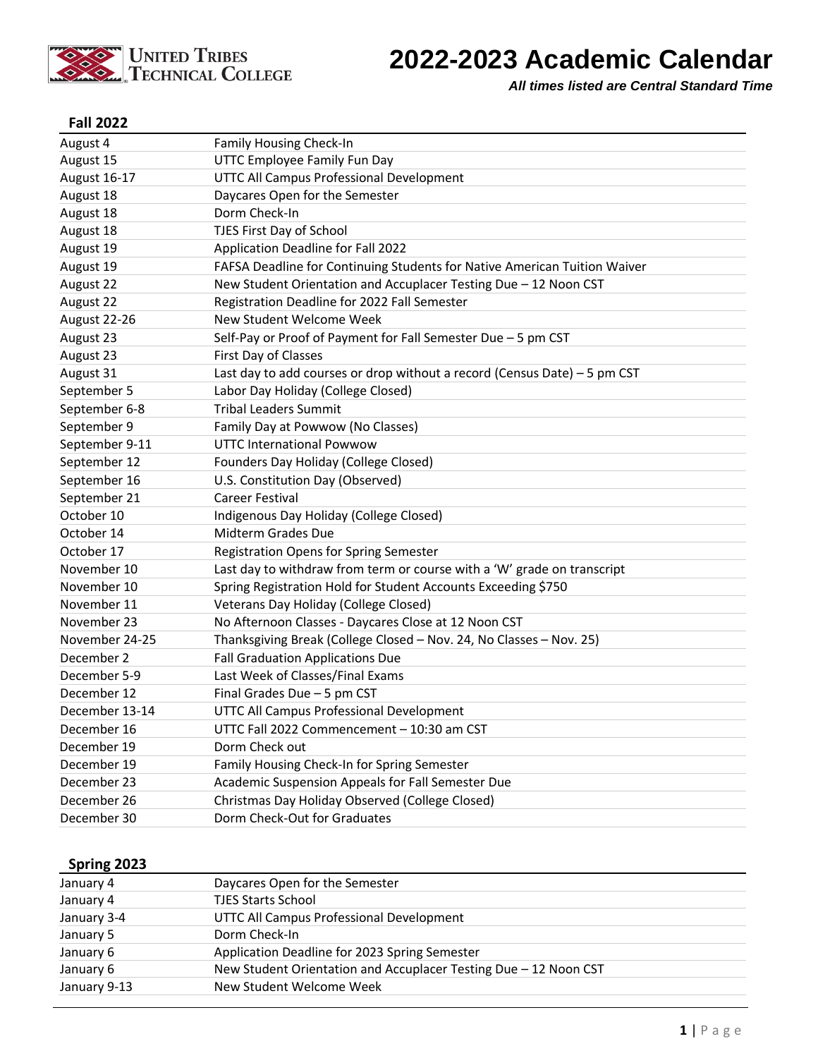United Tribes Technical College

# 2022-2023 Academic Calendar

***All times listed are Central Standard Time***

## Fall 2022

| | |
|---|---|
| August 4 | Family Housing Check-In |
| August 15 | UTTC Employee Family Fun Day |
| August 16-17 | UTTC All Campus Professional Development |
| August 18 | Daycares Open for the Semester |
| August 18 | Dorm Check-In |
| August 18 | TJES First Day of School |
| August 19 | Application Deadline for Fall 2022 |
| August 19 | FAFSA Deadline for Continuing Students for Native American Tuition Waiver |
| August 22 | New Student Orientation and Accuplacer Testing Due – 12 Noon CST |
| August 22 | Registration Deadline for 2022 Fall Semester |
| August 22-26 | New Student Welcome Week |
| August 23 | Self-Pay or Proof of Payment for Fall Semester Due – 5 pm CST |
| August 23 | First Day of Classes |
| August 31 | Last day to add courses or drop without a record (Census Date) – 5 pm CST |
| September 5 | Labor Day Holiday (College Closed) |
| September 6-8 | Tribal Leaders Summit |
| September 9 | Family Day at Powwow (No Classes) |
| September 9-11 | UTTC International Powwow |
| September 12 | Founders Day Holiday (College Closed) |
| September 16 | U.S. Constitution Day (Observed) |
| September 21 | Career Festival |
| October 10 | Indigenous Day Holiday (College Closed) |
| October 14 | Midterm Grades Due |
| October 17 | Registration Opens for Spring Semester |
| November 10 | Last day to withdraw from term or course with a 'W' grade on transcript |
| November 10 | Spring Registration Hold for Student Accounts Exceeding $750 |
| November 11 | Veterans Day Holiday (College Closed) |
| November 23 | No Afternoon Classes - Daycares Close at 12 Noon CST |
| November 24-25 | Thanksgiving Break (College Closed – Nov. 24, No Classes – Nov. 25) |
| December 2 | Fall Graduation Applications Due |
| December 5-9 | Last Week of Classes/Final Exams |
| December 12 | Final Grades Due – 5 pm CST |
| December 13-14 | UTTC All Campus Professional Development |
| December 16 | UTTC Fall 2022 Commencement – 10:30 am CST |
| December 19 | Dorm Check out |
| December 19 | Family Housing Check-In for Spring Semester |
| December 23 | Academic Suspension Appeals for Fall Semester Due |
| December 26 | Christmas Day Holiday Observed (College Closed) |
| December 30 | Dorm Check-Out for Graduates |

## Spring 2023

| | |
|---|---|
| January 4 | Daycares Open for the Semester |
| January 4 | TJES Starts School |
| January 3-4 | UTTC All Campus Professional Development |
| January 5 | Dorm Check-In |
| January 6 | Application Deadline for 2023 Spring Semester |
| January 6 | New Student Orientation and Accuplacer Testing Due – 12 Noon CST |
| January 9-13 | New Student Welcome Week |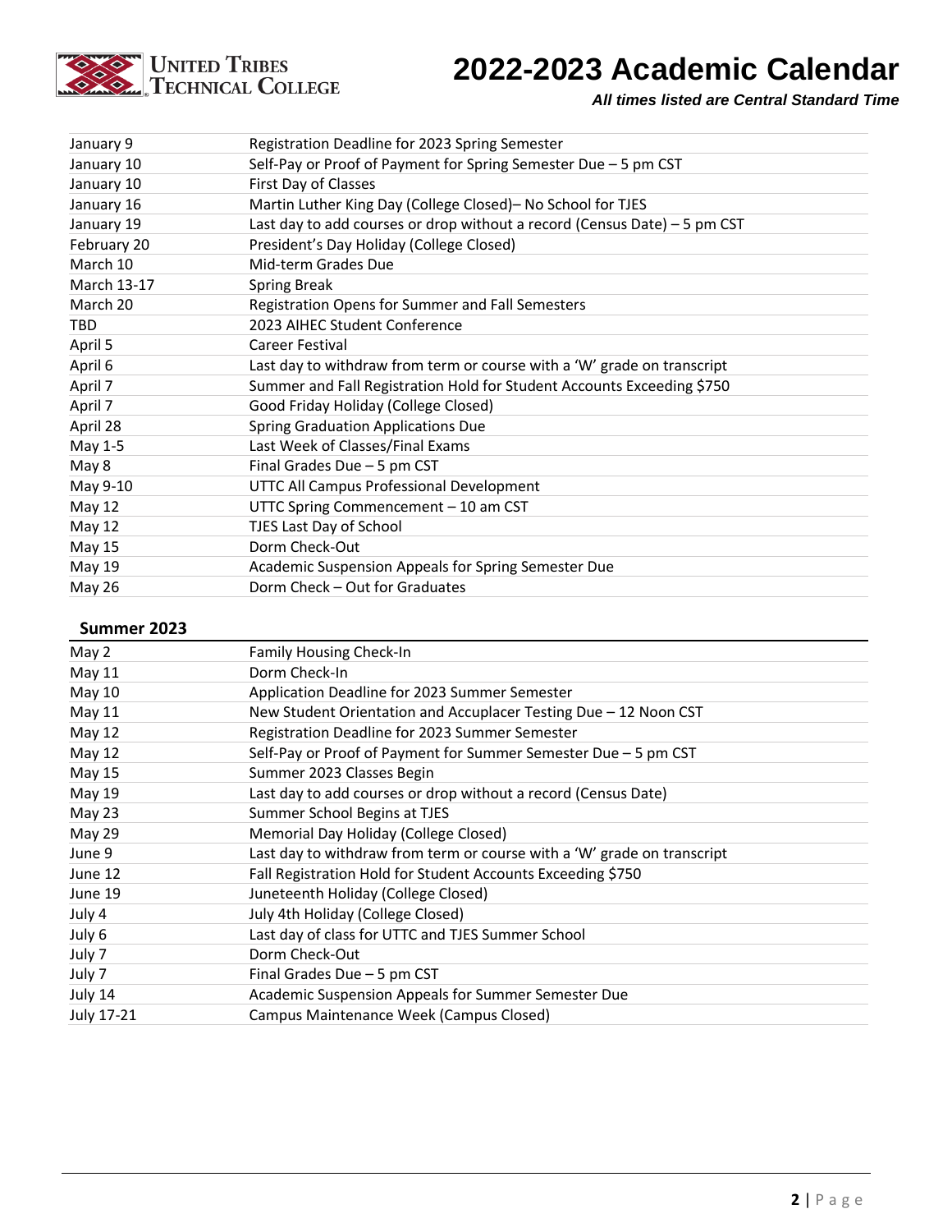# 2022-2023 Academic Calendar

***All times listed are Central Standard Time***

| | |
|---|---|
| January 9 | Registration Deadline for 2023 Spring Semester |
| January 10 | Self-Pay or Proof of Payment for Spring Semester Due – 5 pm CST |
| January 10 | First Day of Classes |
| January 16 | Martin Luther King Day (College Closed)– No School for TJES |
| January 19 | Last day to add courses or drop without a record (Census Date) – 5 pm CST |
| February 20 | President's Day Holiday (College Closed) |
| March 10 | Mid-term Grades Due |
| March 13-17 | Spring Break |
| March 20 | Registration Opens for Summer and Fall Semesters |
| TBD | 2023 AIHEC Student Conference |
| April 5 | Career Festival |
| April 6 | Last day to withdraw from term or course with a 'W' grade on transcript |
| April 7 | Summer and Fall Registration Hold for Student Accounts Exceeding $750 |
| April 7 | Good Friday Holiday (College Closed) |
| April 28 | Spring Graduation Applications Due |
| May 1-5 | Last Week of Classes/Final Exams |
| May 8 | Final Grades Due – 5 pm CST |
| May 9-10 | UTTC All Campus Professional Development |
| May 12 | UTTC Spring Commencement – 10 am CST |
| May 12 | TJES Last Day of School |
| May 15 | Dorm Check-Out |
| May 19 | Academic Suspension Appeals for Spring Semester Due |
| May 26 | Dorm Check – Out for Graduates |

## Summer 2023

| | |
|---|---|
| May 2 | Family Housing Check-In |
| May 11 | Dorm Check-In |
| May 10 | Application Deadline for 2023 Summer Semester |
| May 11 | New Student Orientation and Accuplacer Testing Due – 12 Noon CST |
| May 12 | Registration Deadline for 2023 Summer Semester |
| May 12 | Self-Pay or Proof of Payment for Summer Semester Due – 5 pm CST |
| May 15 | Summer 2023 Classes Begin |
| May 19 | Last day to add courses or drop without a record (Census Date) |
| May 23 | Summer School Begins at TJES |
| May 29 | Memorial Day Holiday (College Closed) |
| June 9 | Last day to withdraw from term or course with a 'W' grade on transcript |
| June 12 | Fall Registration Hold for Student Accounts Exceeding $750 |
| June 19 | Juneteenth Holiday (College Closed) |
| July 4 | July 4th Holiday (College Closed) |
| July 6 | Last day of class for UTTC and TJES Summer School |
| July 7 | Dorm Check-Out |
| July 7 | Final Grades Due – 5 pm CST |
| July 14 | Academic Suspension Appeals for Summer Semester Due |
| July 17-21 | Campus Maintenance Week (Campus Closed) |